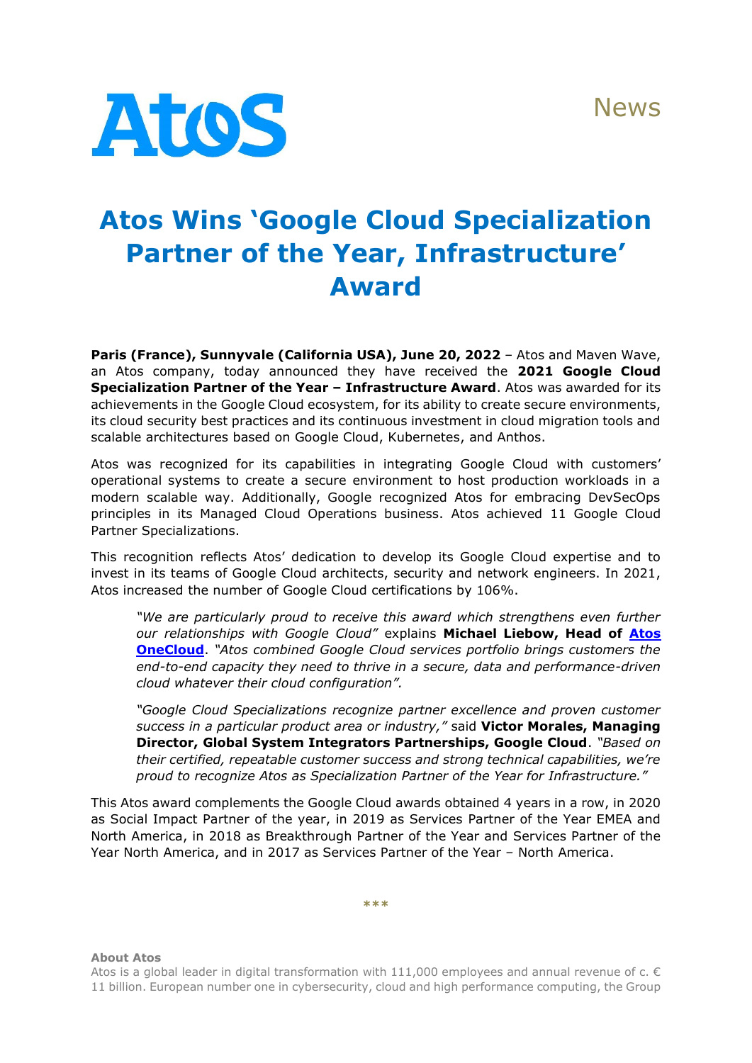# Atos Wins 'Google Cloud Specialization Partner of the Year, Infrastructure' Award

**Paris (France), Sunnyvale (California USA), June 20, 2022** – Atos and Maven Wave, an Atos company, today announced they have received the **2021 Google Cloud Specialization Partner of the Year – Infrastructure Award**. Atos was awarded for its achievements in the Google Cloud ecosystem, for its ability to create secure environments, its cloud security best practices and its continuous investment in cloud migration tools and scalable architectures based on Google Cloud, Kubernetes, and Anthos.

Atos was recognized for its capabilities in integrating Google Cloud with customers' operational systems to create a secure environment to host production workloads in a modern scalable way. Additionally, Google recognized Atos for embracing DevSecOps principles in its Managed Cloud Operations business. Atos achieved 11 Google Cloud Partner Specializations.

This recognition reflects Atos' dedication to develop its Google Cloud expertise and to invest in its teams of Google Cloud architects, security and network engineers. In 2021, Atos increased the number of Google Cloud certifications by 106%.

> *"We are particularly proud to receive this award which strengthens even further our relationships with Google Cloud"* explains **Michael Liebow, Head of Atos OneCloud**. *"Atos combined Google Cloud services portfolio brings customers the end-to-end capacity they need to thrive in a secure, data and performance-driven cloud whatever their cloud configuration".*
>
> *"Google Cloud Specializations recognize partner excellence and proven customer success in a particular product area or industry,"* said **Victor Morales, Managing Director, Global System Integrators Partnerships, Google Cloud**. *"Based on their certified, repeatable customer success and strong technical capabilities, we're proud to recognize Atos as Specialization Partner of the Year for Infrastructure."*

This Atos award complements the Google Cloud awards obtained 4 years in a row, in 2020 as Social Impact Partner of the year, in 2019 as Services Partner of the Year EMEA and North America, in 2018 as Breakthrough Partner of the Year and Services Partner of the Year North America, and in 2017 as Services Partner of the Year – North America.

***

**About Atos**

Atos is a global leader in digital transformation with 111,000 employees and annual revenue of c. € 11 billion. European number one in cybersecurity, cloud and high performance computing, the Group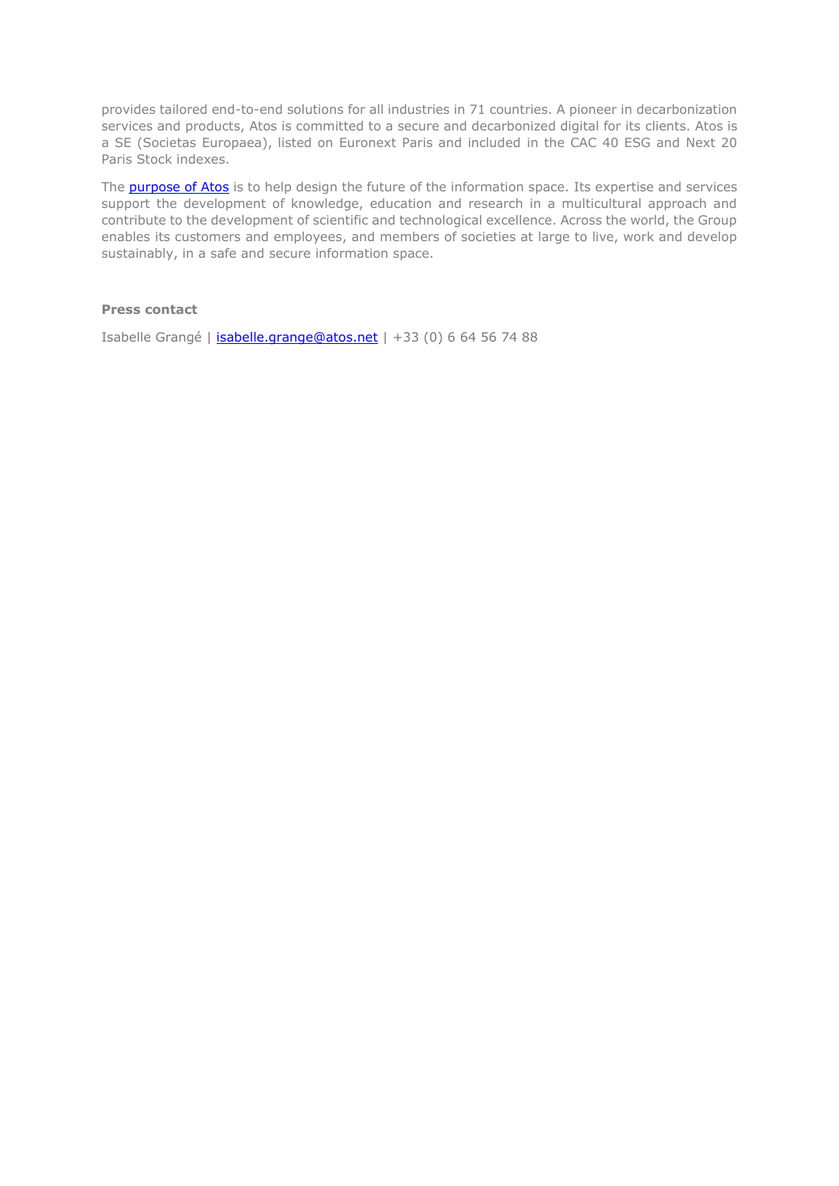provides tailored end-to-end solutions for all industries in 71 countries. A pioneer in decarbonization services and products, Atos is committed to a secure and decarbonized digital for its clients. Atos is a SE (Societas Europaea), listed on Euronext Paris and included in the CAC 40 ESG and Next 20 Paris Stock indexes.

The purpose of Atos is to help design the future of the information space. Its expertise and services support the development of knowledge, education and research in a multicultural approach and contribute to the development of scientific and technological excellence. Across the world, the Group enables its customers and employees, and members of societies at large to live, work and develop sustainably, in a safe and secure information space.

**Press contact**

Isabelle Grangé | isabelle.grange@atos.net | +33 (0) 6 64 56 74 88